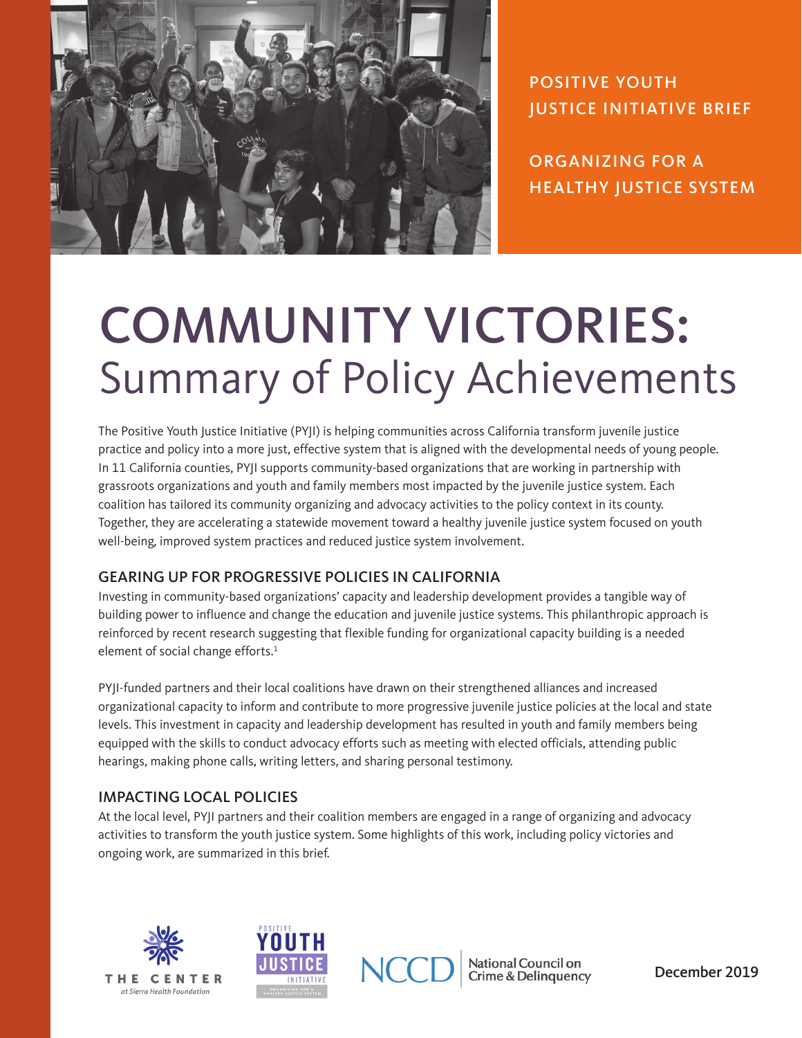POSITIVE YOUTH JUSTICE INITIATIVE BRIEF

ORGANIZING FOR A HEALTHY JUSTICE SYSTEM

# COMMUNITY VICTORIES: Summary of Policy Achievements

The Positive Youth Justice Initiative (PYJI) is helping communities across California transform juvenile justice practice and policy into a more just, effective system that is aligned with the developmental needs of young people. In 11 California counties, PYJI supports community-based organizations that are working in partnership with grassroots organizations and youth and family members most impacted by the juvenile justice system. Each coalition has tailored its community organizing and advocacy activities to the policy context in its county. Together, they are accelerating a statewide movement toward a healthy juvenile justice system focused on youth well-being, improved system practices and reduced justice system involvement.

## GEARING UP FOR PROGRESSIVE POLICIES IN CALIFORNIA

Investing in community-based organizations' capacity and leadership development provides a tangible way of building power to influence and change the education and juvenile justice systems. This philanthropic approach is reinforced by recent research suggesting that flexible funding for organizational capacity building is a needed element of social change efforts.[1]

PYJI-funded partners and their local coalitions have drawn on their strengthened alliances and increased organizational capacity to inform and contribute to more progressive juvenile justice policies at the local and state levels. This investment in capacity and leadership development has resulted in youth and family members being equipped with the skills to conduct advocacy efforts such as meeting with elected officials, attending public hearings, making phone calls, writing letters, and sharing personal testimony.

## IMPACTING LOCAL POLICIES

At the local level, PYJI partners and their coalition members are engaged in a range of organizing and advocacy activities to transform the youth justice system. Some highlights of this work, including policy victories and ongoing work, are summarized in this brief.

THE CENTER at Sierra Health Foundation

POSITIVE YOUTH JUSTICE INITIATIVE — ORGANIZING FOR A HEALTHY JUSTICE SYSTEM

NCCD National Council on Crime & Delinquency

December 2019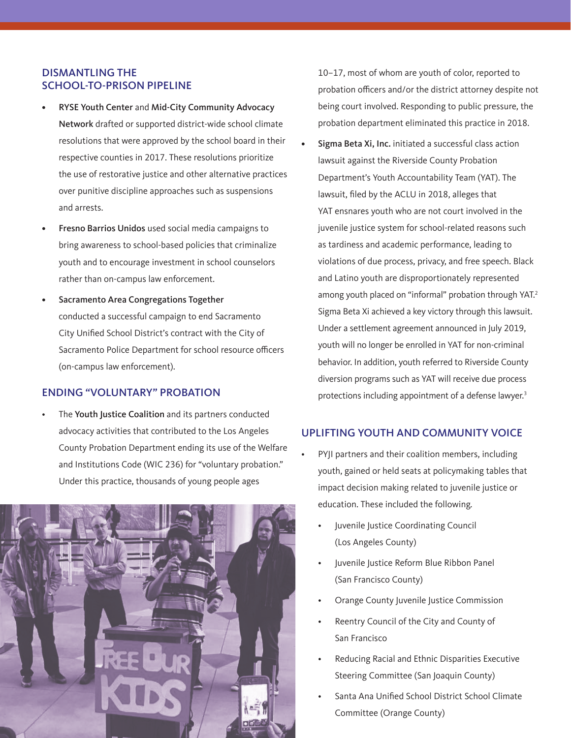## DISMANTLING THE SCHOOL-TO-PRISON PIPELINE

- **RYSE Youth Center** and **Mid-City Community Advocacy Network** drafted or supported district-wide school climate resolutions that were approved by the school board in their respective counties in 2017. These resolutions prioritize the use of restorative justice and other alternative practices over punitive discipline approaches such as suspensions and arrests.
- **Fresno Barrios Unidos** used social media campaigns to bring awareness to school-based policies that criminalize youth and to encourage investment in school counselors rather than on-campus law enforcement.
- **Sacramento Area Congregations Together** conducted a successful campaign to end Sacramento City Unified School District's contract with the City of Sacramento Police Department for school resource officers (on-campus law enforcement).

## ENDING "VOLUNTARY" PROBATION

- The **Youth Justice Coalition** and its partners conducted advocacy activities that contributed to the Los Angeles County Probation Department ending its use of the Welfare and Institutions Code (WIC 236) for "voluntary probation." Under this practice, thousands of young people ages 10–17, most of whom are youth of color, reported to probation officers and/or the district attorney despite not being court involved. Responding to public pressure, the probation department eliminated this practice in 2018.
- **Sigma Beta Xi, Inc.** initiated a successful class action lawsuit against the Riverside County Probation Department's Youth Accountability Team (YAT). The lawsuit, filed by the ACLU in 2018, alleges that YAT ensnares youth who are not court involved in the juvenile justice system for school-related reasons such as tardiness and academic performance, leading to violations of due process, privacy, and free speech. Black and Latino youth are disproportionately represented among youth placed on "informal" probation through YAT.[2] Sigma Beta Xi achieved a key victory through this lawsuit. Under a settlement agreement announced in July 2019, youth will no longer be enrolled in YAT for non-criminal behavior. In addition, youth referred to Riverside County diversion programs such as YAT will receive due process protections including appointment of a defense lawyer.[3]

## UPLIFTING YOUTH AND COMMUNITY VOICE

- PYJI partners and their coalition members, including youth, gained or held seats at policymaking tables that impact decision making related to juvenile justice or education. These included the following.
  - Juvenile Justice Coordinating Council (Los Angeles County)
  - Juvenile Justice Reform Blue Ribbon Panel (San Francisco County)
  - Orange County Juvenile Justice Commission
  - Reentry Council of the City and County of San Francisco
  - Reducing Racial and Ethnic Disparities Executive Steering Committee (San Joaquin County)
  - Santa Ana Unified School District School Climate Committee (Orange County)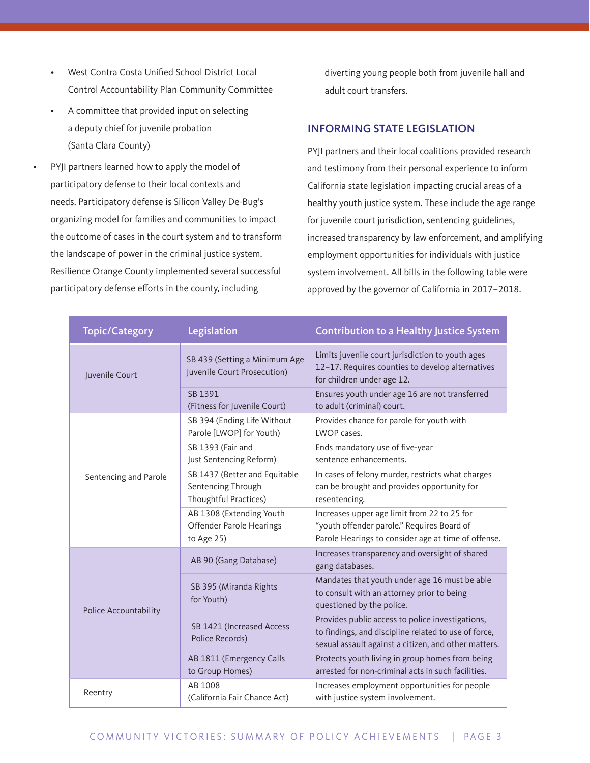- West Contra Costa Unified School District Local Control Accountability Plan Community Committee
  - A committee that provided input on selecting a deputy chief for juvenile probation (Santa Clara County)
- PYJI partners learned how to apply the model of participatory defense to their local contexts and needs. Participatory defense is Silicon Valley De-Bug's organizing model for families and communities to impact the outcome of cases in the court system and to transform the landscape of power in the criminal justice system. Resilience Orange County implemented several successful participatory defense efforts in the county, including diverting young people both from juvenile hall and adult court transfers.

## INFORMING STATE LEGISLATION

PYJI partners and their local coalitions provided research and testimony from their personal experience to inform California state legislation impacting crucial areas of a healthy youth justice system. These include the age range for juvenile court jurisdiction, sentencing guidelines, increased transparency by law enforcement, and amplifying employment opportunities for individuals with justice system involvement. All bills in the following table were approved by the governor of California in 2017–2018.

| Topic/Category | Legislation | Contribution to a Healthy Justice System |
|---|---|---|
| Juvenile Court | SB 439 (Setting a Minimum Age Juvenile Court Prosecution) | Limits juvenile court jurisdiction to youth ages 12–17. Requires counties to develop alternatives for children under age 12. |
| | SB 1391 (Fitness for Juvenile Court) | Ensures youth under age 16 are not transferred to adult (criminal) court. |
| Sentencing and Parole | SB 394 (Ending Life Without Parole [LWOP] for Youth) | Provides chance for parole for youth with LWOP cases. |
| | SB 1393 (Fair and Just Sentencing Reform) | Ends mandatory use of five-year sentence enhancements. |
| | SB 1437 (Better and Equitable Sentencing Through Thoughtful Practices) | In cases of felony murder, restricts what charges can be brought and provides opportunity for resentencing. |
| | AB 1308 (Extending Youth Offender Parole Hearings to Age 25) | Increases upper age limit from 22 to 25 for "youth offender parole." Requires Board of Parole Hearings to consider age at time of offense. |
| Police Accountability | AB 90 (Gang Database) | Increases transparency and oversight of shared gang databases. |
| | SB 395 (Miranda Rights for Youth) | Mandates that youth under age 16 must be able to consult with an attorney prior to being questioned by the police. |
| | SB 1421 (Increased Access Police Records) | Provides public access to police investigations, to findings, and discipline related to use of force, sexual assault against a citizen, and other matters. |
| | AB 1811 (Emergency Calls to Group Homes) | Protects youth living in group homes from being arrested for non-criminal acts in such facilities. |
| Reentry | AB 1008 (California Fair Chance Act) | Increases employment opportunities for people with justice system involvement. |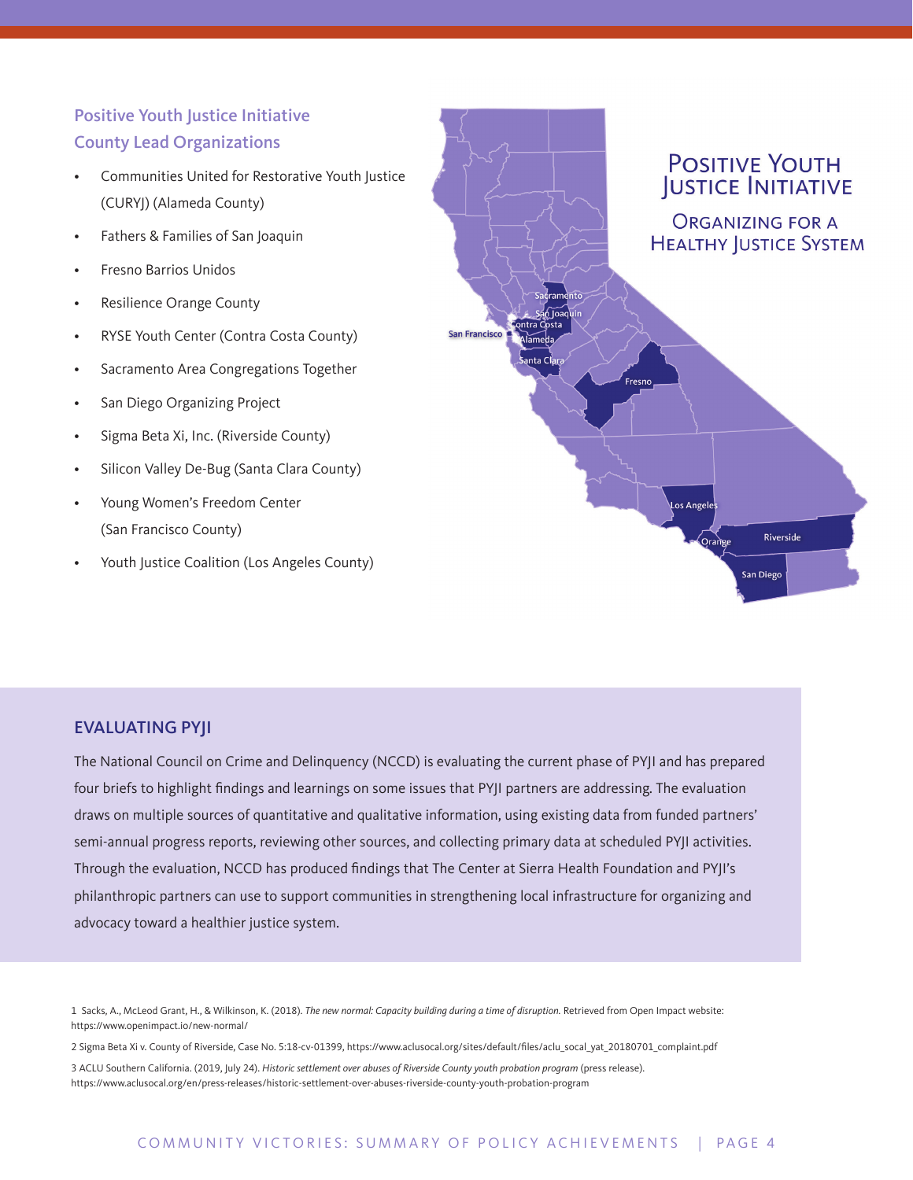## Positive Youth Justice Initiative County Lead Organizations

- Communities United for Restorative Youth Justice (CURYJ) (Alameda County)
- Fathers & Families of San Joaquin
- Fresno Barrios Unidos
- Resilience Orange County
- RYSE Youth Center (Contra Costa County)
- Sacramento Area Congregations Together
- San Diego Organizing Project
- Sigma Beta Xi, Inc. (Riverside County)
- Silicon Valley De-Bug (Santa Clara County)
- Young Women's Freedom Center (San Francisco County)
- Youth Justice Coalition (Los Angeles County)

POSITIVE YOUTH JUSTICE INITIATIVE

ORGANIZING FOR A HEALTHY JUSTICE SYSTEM

Sacramento
San Joaquin
Contra Costa
San Francisco
Alameda
Santa Clara
Fresno
Los Angeles
Orange
Riverside
San Diego

## EVALUATING PYJI

The National Council on Crime and Delinquency (NCCD) is evaluating the current phase of PYJI and has prepared four briefs to highlight findings and learnings on some issues that PYJI partners are addressing. The evaluation draws on multiple sources of quantitative and qualitative information, using existing data from funded partners' semi-annual progress reports, reviewing other sources, and collecting primary data at scheduled PYJI activities. Through the evaluation, NCCD has produced findings that The Center at Sierra Health Foundation and PYJI's philanthropic partners can use to support communities in strengthening local infrastructure for organizing and advocacy toward a healthier justice system.

1 Sacks, A., McLeod Grant, H., & Wilkinson, K. (2018). *The new normal: Capacity building during a time of disruption.* Retrieved from Open Impact website: https://www.openimpact.io/new-normal/

2 Sigma Beta Xi v. County of Riverside, Case No. 5:18-cv-01399, https://www.aclusocal.org/sites/default/files/aclu_socal_yat_20180701_complaint.pdf

3 ACLU Southern California. (2019, July 24). *Historic settlement over abuses of Riverside County youth probation program* (press release). https://www.aclusocal.org/en/press-releases/historic-settlement-over-abuses-riverside-county-youth-probation-program